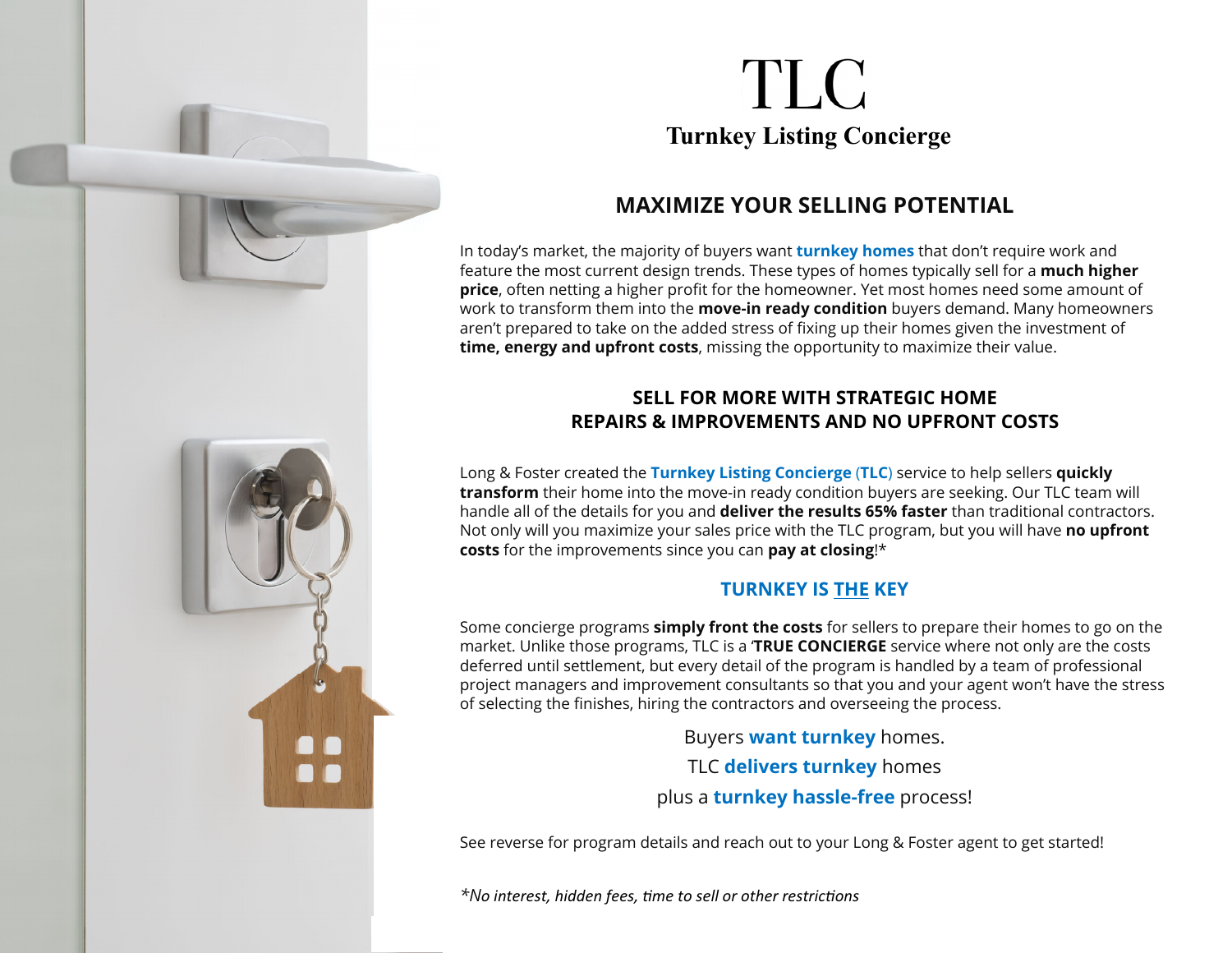# TLC

**Turnkey Listing Concierge**

## MAXIMIZE YOUR SELLING POTENTIAL

In today's market, the majority of buyers want **turnkey homes** that don't require work and feature the most current design trends. These types of homes typically sell for a **much higher price**, often netting a higher profit for the homeowner. Yet most homes need some amount of work to transform them into the **move-in ready condition** buyers demand. Many homeowners aren't prepared to take on the added stress of fixing up their homes given the investment of **time, energy and upfront costs**, missing the opportunity to maximize their value.

## SELL FOR MORE WITH STRATEGIC HOME REPAIRS & IMPROVEMENTS AND NO UPFRONT COSTS

Long & Foster created the **Turnkey Listing Concierge** (**TLC**) service to help sellers **quickly transform** their home into the move-in ready condition buyers are seeking. Our TLC team will handle all of the details for you and **deliver the results 65% faster** than traditional contractors. Not only will you maximize your sales price with the TLC program, but you will have **no upfront costs** for the improvements since you can **pay at closing**!*

## TURNKEY IS THE KEY

Some concierge programs **simply front the costs** for sellers to prepare their homes to go on the market. Unlike those programs, TLC is a '**TRUE CONCIERGE** service where not only are the costs deferred until settlement, but every detail of the program is handled by a team of professional project managers and improvement consultants so that you and your agent won't have the stress of selecting the finishes, hiring the contractors and overseeing the process.

Buyers **want turnkey** homes.

TLC **delivers turnkey** homes

plus a **turnkey hassle-free** process!

See reverse for program details and reach out to your Long & Foster agent to get started!

*\*No interest, hidden fees, time to sell or other restrictions*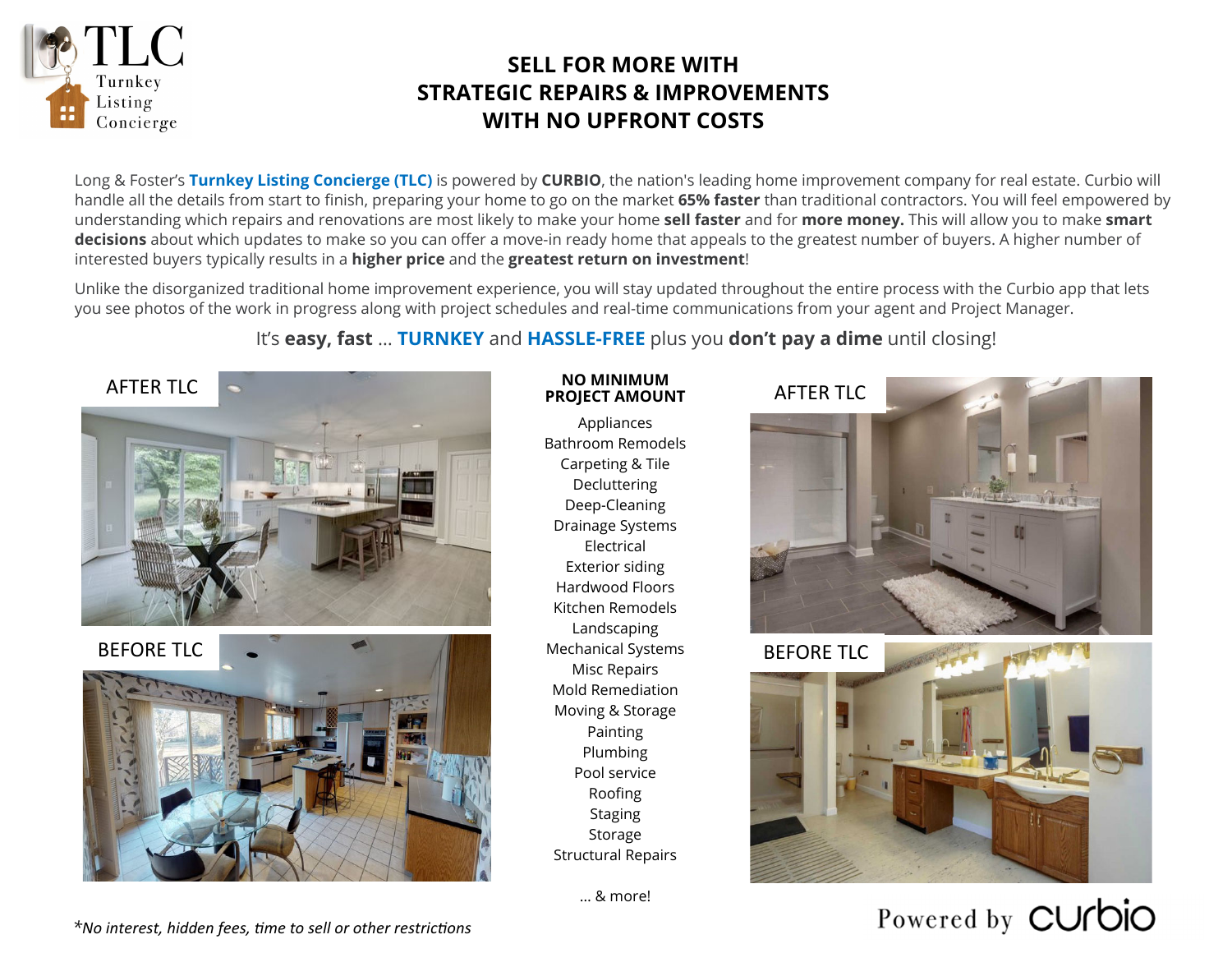TLC
Turnkey
Listing
Concierge

# SELL FOR MORE WITH STRATEGIC REPAIRS & IMPROVEMENTS WITH NO UPFRONT COSTS

Long & Foster's **Turnkey Listing Concierge (TLC)** is powered by **CURBIO**, the nation's leading home improvement company for real estate. Curbio will handle all the details from start to finish, preparing your home to go on the market **65% faster** than traditional contractors. You will feel empowered by understanding which repairs and renovations are most likely to make your home **sell faster** and for **more money.** This will allow you to make **smart decisions** about which updates to make so you can offer a move-in ready home that appeals to the greatest number of buyers. A higher number of interested buyers typically results in a **higher price** and the **greatest return on investment**!

Unlike the disorganized traditional home improvement experience, you will stay updated throughout the entire process with the Curbio app that lets you see photos of the work in progress along with project schedules and real-time communications from your agent and Project Manager.

It's **easy, fast** ... **TURNKEY** and **HASSLE-FREE** plus you **don't pay a dime** until closing!

AFTER TLC

BEFORE TLC

**NO MINIMUM PROJECT AMOUNT**

Appliances
Bathroom Remodels
Carpeting & Tile
Decluttering
Deep-Cleaning
Drainage Systems
Electrical
Exterior siding
Hardwood Floors
Kitchen Remodels
Landscaping
Mechanical Systems
Misc Repairs
Mold Remediation
Moving & Storage
Painting
Plumbing
Pool service
Roofing
Staging
Storage
Structural Repairs

... & more!

AFTER TLC

BEFORE TLC

*No interest, hidden fees, time to sell or other restrictions*

Powered by curbio